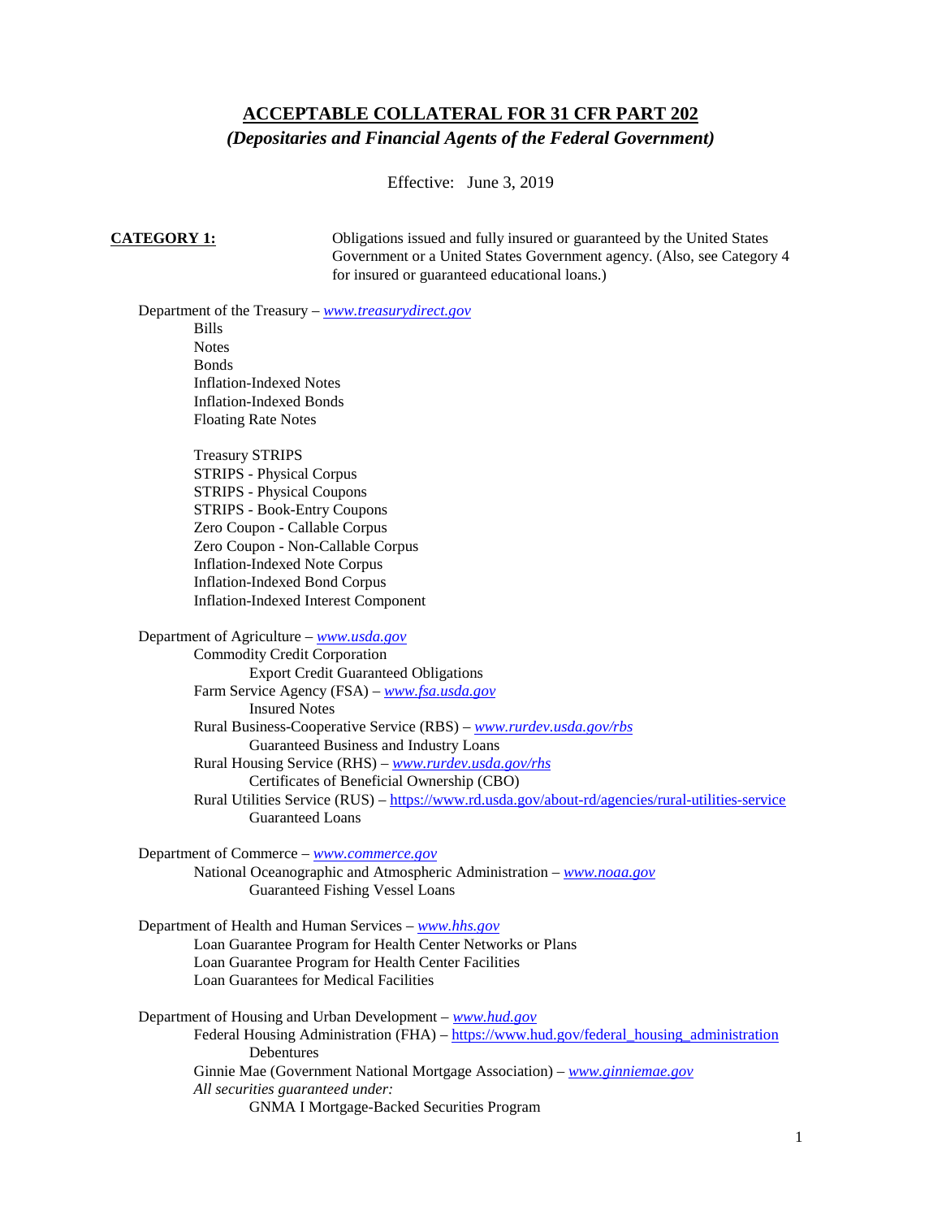# ACCEPTABLE COLLATERAL FOR 31 CFR PART 202

***(Depositaries and Financial Agents of the Federal Government)***

Effective: June 3, 2019

**CATEGORY 1:** Obligations issued and fully insured or guaranteed by the United States Government or a United States Government agency. (Also, see Category 4 for insured or guaranteed educational loans.)

Department of the Treasury – *www.treasurydirect.gov*

- Bills
- Notes
- Bonds
- Inflation-Indexed Notes
- Inflation-Indexed Bonds
- Floating Rate Notes

- Treasury STRIPS
- STRIPS - Physical Corpus
- STRIPS - Physical Coupons
- STRIPS - Book-Entry Coupons
- Zero Coupon - Callable Corpus
- Zero Coupon - Non-Callable Corpus
- Inflation-Indexed Note Corpus
- Inflation-Indexed Bond Corpus
- Inflation-Indexed Interest Component

Department of Agriculture – *www.usda.gov*

- Commodity Credit Corporation
  - Export Credit Guaranteed Obligations
- Farm Service Agency (FSA) – *www.fsa.usda.gov*
  - Insured Notes
- Rural Business-Cooperative Service (RBS) – *www.rurdev.usda.gov/rbs*
  - Guaranteed Business and Industry Loans
- Rural Housing Service (RHS) – *www.rurdev.usda.gov/rhs*
  - Certificates of Beneficial Ownership (CBO)
- Rural Utilities Service (RUS) – https://www.rd.usda.gov/about-rd/agencies/rural-utilities-service
  - Guaranteed Loans

Department of Commerce – *www.commerce.gov*

- National Oceanographic and Atmospheric Administration – *www.noaa.gov*
  - Guaranteed Fishing Vessel Loans

Department of Health and Human Services – *www.hhs.gov*

- Loan Guarantee Program for Health Center Networks or Plans
- Loan Guarantee Program for Health Center Facilities
- Loan Guarantees for Medical Facilities

Department of Housing and Urban Development – *www.hud.gov*

- Federal Housing Administration (FHA) – https://www.hud.gov/federal_housing_administration
  - Debentures
- Ginnie Mae (Government National Mortgage Association) – *www.ginniemae.gov*
- *All securities guaranteed under:*
  - GNMA I Mortgage-Backed Securities Program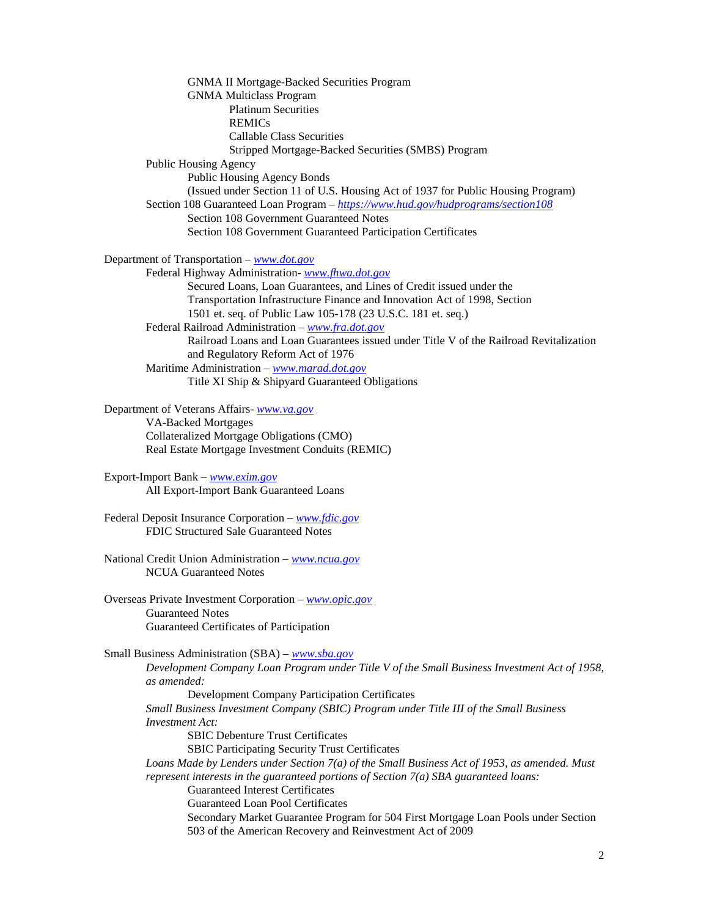- GNMA II Mortgage-Backed Securities Program
- GNMA Multiclass Program
  - Platinum Securities
  - REMICs
  - Callable Class Securities
  - Stripped Mortgage-Backed Securities (SMBS) Program

Public Housing Agency

- Public Housing Agency Bonds
- (Issued under Section 11 of U.S. Housing Act of 1937 for Public Housing Program)

Section 108 Guaranteed Loan Program – *https://www.hud.gov/hudprograms/section108*

- Section 108 Government Guaranteed Notes
- Section 108 Government Guaranteed Participation Certificates

Department of Transportation – *www.dot.gov*

- Federal Highway Administration- *www.fhwa.dot.gov*
  - Secured Loans, Loan Guarantees, and Lines of Credit issued under the Transportation Infrastructure Finance and Innovation Act of 1998, Section 1501 et. seq. of Public Law 105-178 (23 U.S.C. 181 et. seq.)
- Federal Railroad Administration – *www.fra.dot.gov*
  - Railroad Loans and Loan Guarantees issued under Title V of the Railroad Revitalization and Regulatory Reform Act of 1976
- Maritime Administration – *www.marad.dot.gov*
  - Title XI Ship & Shipyard Guaranteed Obligations

Department of Veterans Affairs- *www.va.gov*

- VA-Backed Mortgages
- Collateralized Mortgage Obligations (CMO)
- Real Estate Mortgage Investment Conduits (REMIC)

Export-Import Bank – *www.exim.gov*

- All Export-Import Bank Guaranteed Loans

Federal Deposit Insurance Corporation – *www.fdic.gov*

- FDIC Structured Sale Guaranteed Notes

National Credit Union Administration – *www.ncua.gov*

- NCUA Guaranteed Notes

Overseas Private Investment Corporation – *www.opic.gov*

- Guaranteed Notes
- Guaranteed Certificates of Participation

Small Business Administration (SBA) – *www.sba.gov*

- *Development Company Loan Program under Title V of the Small Business Investment Act of 1958, as amended:*
  - Development Company Participation Certificates
- *Small Business Investment Company (SBIC) Program under Title III of the Small Business Investment Act:*
  - SBIC Debenture Trust Certificates
  - SBIC Participating Security Trust Certificates
- *Loans Made by Lenders under Section 7(a) of the Small Business Act of 1953, as amended. Must represent interests in the guaranteed portions of Section 7(a) SBA guaranteed loans:*
  - Guaranteed Interest Certificates
  - Guaranteed Loan Pool Certificates
  - Secondary Market Guarantee Program for 504 First Mortgage Loan Pools under Section 503 of the American Recovery and Reinvestment Act of 2009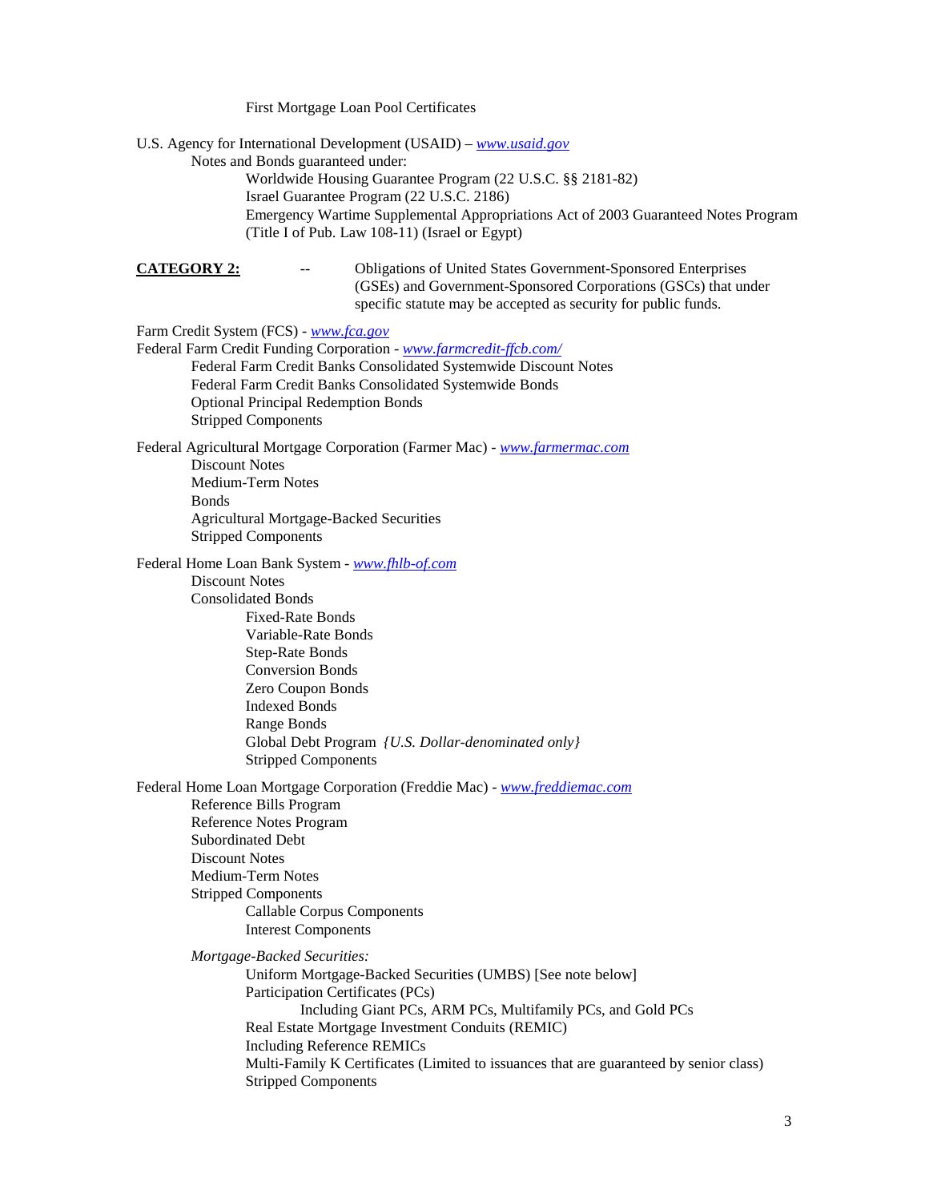First Mortgage Loan Pool Certificates

U.S. Agency for International Development (USAID) – *www.usaid.gov*

- Notes and Bonds guaranteed under:
  - Worldwide Housing Guarantee Program (22 U.S.C. §§ 2181-82)
  - Israel Guarantee Program (22 U.S.C. 2186)
  - Emergency Wartime Supplemental Appropriations Act of 2003 Guaranteed Notes Program (Title I of Pub. Law 108-11) (Israel or Egypt)

**CATEGORY 2:** -- Obligations of United States Government-Sponsored Enterprises (GSEs) and Government-Sponsored Corporations (GSCs) that under specific statute may be accepted as security for public funds.

Farm Credit System (FCS) - *www.fca.gov*

Federal Farm Credit Funding Corporation - *www.farmcredit-ffcb.com/*

- Federal Farm Credit Banks Consolidated Systemwide Discount Notes
- Federal Farm Credit Banks Consolidated Systemwide Bonds
- Optional Principal Redemption Bonds
- Stripped Components

Federal Agricultural Mortgage Corporation (Farmer Mac) - *www.farmermac.com*

- Discount Notes
- Medium-Term Notes
- Bonds
- Agricultural Mortgage-Backed Securities
- Stripped Components

Federal Home Loan Bank System - *www.fhlb-of.com*

- Discount Notes
- Consolidated Bonds
  - Fixed-Rate Bonds
  - Variable-Rate Bonds
  - Step-Rate Bonds
  - Conversion Bonds
  - Zero Coupon Bonds
  - Indexed Bonds
  - Range Bonds
  - Global Debt Program *{U.S. Dollar-denominated only}*
  - Stripped Components

Federal Home Loan Mortgage Corporation (Freddie Mac) - *www.freddiemac.com*

- Reference Bills Program
- Reference Notes Program
- Subordinated Debt
- Discount Notes
- Medium-Term Notes
- Stripped Components
  - Callable Corpus Components
  - Interest Components

*Mortgage-Backed Securities:*

- Uniform Mortgage-Backed Securities (UMBS) [See note below]
- Participation Certificates (PCs)
  - Including Giant PCs, ARM PCs, Multifamily PCs, and Gold PCs
- Real Estate Mortgage Investment Conduits (REMIC)
- Including Reference REMICs
- Multi-Family K Certificates (Limited to issuances that are guaranteed by senior class)
- Stripped Components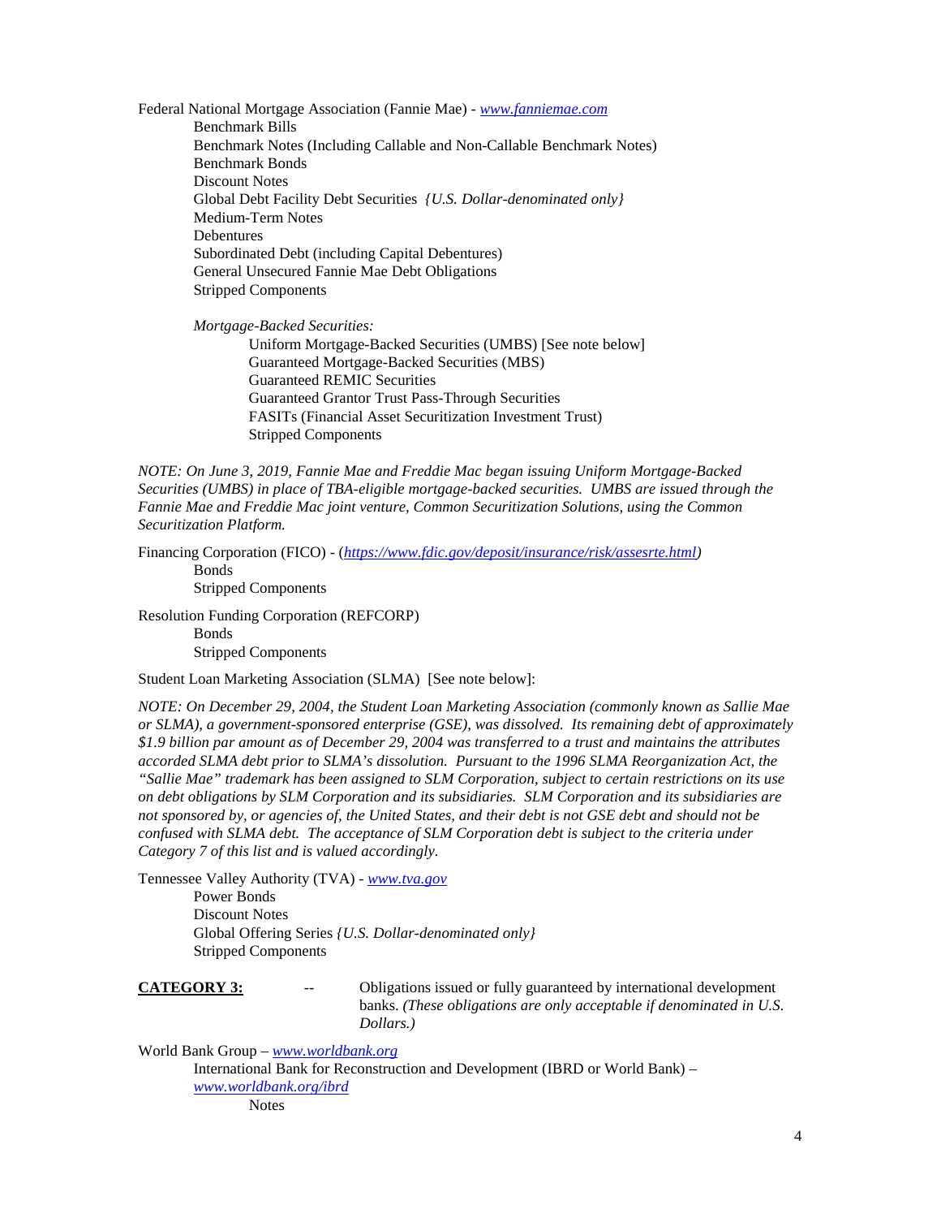Federal National Mortgage Association (Fannie Mae) - [www.fanniemae.com](http://www.fanniemae.com)

- Benchmark Bills
- Benchmark Notes (Including Callable and Non-Callable Benchmark Notes)
- Benchmark Bonds
- Discount Notes
- Global Debt Facility Debt Securities *{U.S. Dollar-denominated only}*
- Medium-Term Notes
- Debentures
- Subordinated Debt (including Capital Debentures)
- General Unsecured Fannie Mae Debt Obligations
- Stripped Components

*Mortgage-Backed Securities:*

- Uniform Mortgage-Backed Securities (UMBS) [See note below]
- Guaranteed Mortgage-Backed Securities (MBS)
- Guaranteed REMIC Securities
- Guaranteed Grantor Trust Pass-Through Securities
- FASITs (Financial Asset Securitization Investment Trust)
- Stripped Components

*NOTE: On June 3, 2019, Fannie Mae and Freddie Mac began issuing Uniform Mortgage-Backed Securities (UMBS) in place of TBA-eligible mortgage-backed securities. UMBS are issued through the Fannie Mae and Freddie Mac joint venture, Common Securitization Solutions, using the Common Securitization Platform.*

Financing Corporation (FICO) - (*[https://www.fdic.gov/deposit/insurance/risk/assesrte.html](https://www.fdic.gov/deposit/insurance/risk/assesrte.html)*)

- Bonds
- Stripped Components

Resolution Funding Corporation (REFCORP)

- Bonds
- Stripped Components

Student Loan Marketing Association (SLMA) [See note below]:

*NOTE: On December 29, 2004, the Student Loan Marketing Association (commonly known as Sallie Mae or SLMA), a government-sponsored enterprise (GSE), was dissolved. Its remaining debt of approximately $1.9 billion par amount as of December 29, 2004 was transferred to a trust and maintains the attributes accorded SLMA debt prior to SLMA's dissolution. Pursuant to the 1996 SLMA Reorganization Act, the "Sallie Mae" trademark has been assigned to SLM Corporation, subject to certain restrictions on its use on debt obligations by SLM Corporation and its subsidiaries. SLM Corporation and its subsidiaries are not sponsored by, or agencies of, the United States, and their debt is not GSE debt and should not be confused with SLMA debt. The acceptance of SLM Corporation debt is subject to the criteria under Category 7 of this list and is valued accordingly.*

Tennessee Valley Authority (TVA) - [www.tva.gov](http://www.tva.gov)

- Power Bonds
- Discount Notes
- Global Offering Series *{U.S. Dollar-denominated only}*
- Stripped Components

**CATEGORY 3:** -- Obligations issued or fully guaranteed by international development banks. *(These obligations are only acceptable if denominated in U.S. Dollars.)*

World Bank Group – [www.worldbank.org](http://www.worldbank.org)

- International Bank for Reconstruction and Development (IBRD or World Bank) – [www.worldbank.org/ibrd](http://www.worldbank.org/ibrd)
  - Notes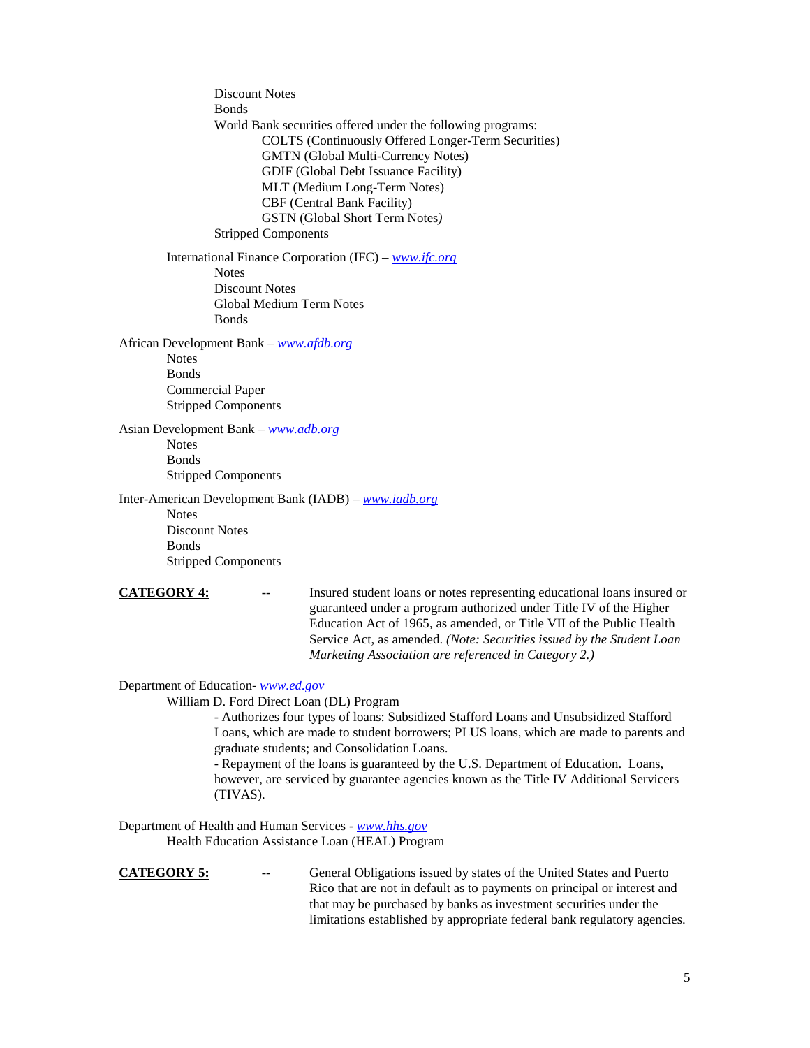Discount Notes
Bonds
World Bank securities offered under the following programs:
- COLTS (Continuously Offered Longer-Term Securities)
- GMTN (Global Multi-Currency Notes)
- GDIF (Global Debt Issuance Facility)
- MLT (Medium Long-Term Notes)
- CBF (Central Bank Facility)
- GSTN (Global Short Term Notes)

Stripped Components

International Finance Corporation (IFC) – *www.ifc.org*
- Notes
- Discount Notes
- Global Medium Term Notes
- Bonds

African Development Bank – *www.afdb.org*
- Notes
- Bonds
- Commercial Paper
- Stripped Components

Asian Development Bank – *www.adb.org*
- Notes
- Bonds
- Stripped Components

Inter-American Development Bank (IADB) – *www.iadb.org*
- Notes
- Discount Notes
- Bonds
- Stripped Components

**CATEGORY 4:** -- Insured student loans or notes representing educational loans insured or guaranteed under a program authorized under Title IV of the Higher Education Act of 1965, as amended, or Title VII of the Public Health Service Act, as amended. *(Note: Securities issued by the Student Loan Marketing Association are referenced in Category 2.)*

Department of Education- *www.ed.gov*

William D. Ford Direct Loan (DL) Program

- Authorizes four types of loans: Subsidized Stafford Loans and Unsubsidized Stafford Loans, which are made to student borrowers; PLUS loans, which are made to parents and graduate students; and Consolidation Loans.
- Repayment of the loans is guaranteed by the U.S. Department of Education. Loans, however, are serviced by guarantee agencies known as the Title IV Additional Servicers (TIVAS).

Department of Health and Human Services - *www.hhs.gov*

Health Education Assistance Loan (HEAL) Program

**CATEGORY 5:** -- General Obligations issued by states of the United States and Puerto Rico that are not in default as to payments on principal or interest and that may be purchased by banks as investment securities under the limitations established by appropriate federal bank regulatory agencies.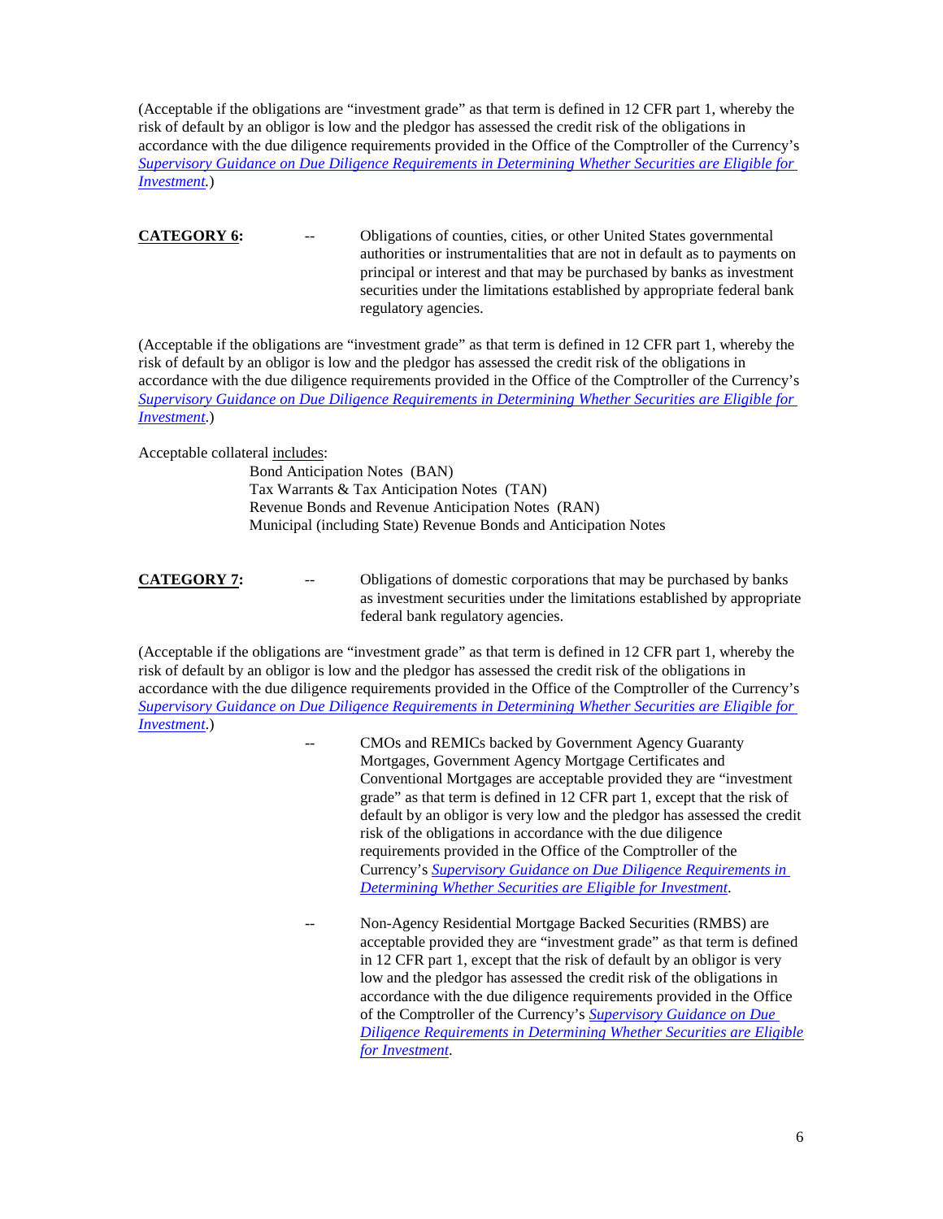(Acceptable if the obligations are "investment grade" as that term is defined in 12 CFR part 1, whereby the risk of default by an obligor is low and the pledgor has assessed the credit risk of the obligations in accordance with the due diligence requirements provided in the Office of the Comptroller of the Currency's *Supervisory Guidance on Due Diligence Requirements in Determining Whether Securities are Eligible for Investment*.)

**CATEGORY 6:** -- Obligations of counties, cities, or other United States governmental authorities or instrumentalities that are not in default as to payments on principal or interest and that may be purchased by banks as investment securities under the limitations established by appropriate federal bank regulatory agencies.

(Acceptable if the obligations are "investment grade" as that term is defined in 12 CFR part 1, whereby the risk of default by an obligor is low and the pledgor has assessed the credit risk of the obligations in accordance with the due diligence requirements provided in the Office of the Comptroller of the Currency's *Supervisory Guidance on Due Diligence Requirements in Determining Whether Securities are Eligible for Investment*.)

Acceptable collateral includes:

- Bond Anticipation Notes (BAN)
- Tax Warrants & Tax Anticipation Notes (TAN)
- Revenue Bonds and Revenue Anticipation Notes (RAN)
- Municipal (including State) Revenue Bonds and Anticipation Notes

**CATEGORY 7:** -- Obligations of domestic corporations that may be purchased by banks as investment securities under the limitations established by appropriate federal bank regulatory agencies.

(Acceptable if the obligations are "investment grade" as that term is defined in 12 CFR part 1, whereby the risk of default by an obligor is low and the pledgor has assessed the credit risk of the obligations in accordance with the due diligence requirements provided in the Office of the Comptroller of the Currency's *Supervisory Guidance on Due Diligence Requirements in Determining Whether Securities are Eligible for Investment*.)

-- CMOs and REMICs backed by Government Agency Guaranty Mortgages, Government Agency Mortgage Certificates and Conventional Mortgages are acceptable provided they are "investment grade" as that term is defined in 12 CFR part 1, except that the risk of default by an obligor is very low and the pledgor has assessed the credit risk of the obligations in accordance with the due diligence requirements provided in the Office of the Comptroller of the Currency's *Supervisory Guidance on Due Diligence Requirements in Determining Whether Securities are Eligible for Investment*.

-- Non-Agency Residential Mortgage Backed Securities (RMBS) are acceptable provided they are "investment grade" as that term is defined in 12 CFR part 1, except that the risk of default by an obligor is very low and the pledgor has assessed the credit risk of the obligations in accordance with the due diligence requirements provided in the Office of the Comptroller of the Currency's *Supervisory Guidance on Due Diligence Requirements in Determining Whether Securities are Eligible for Investment*.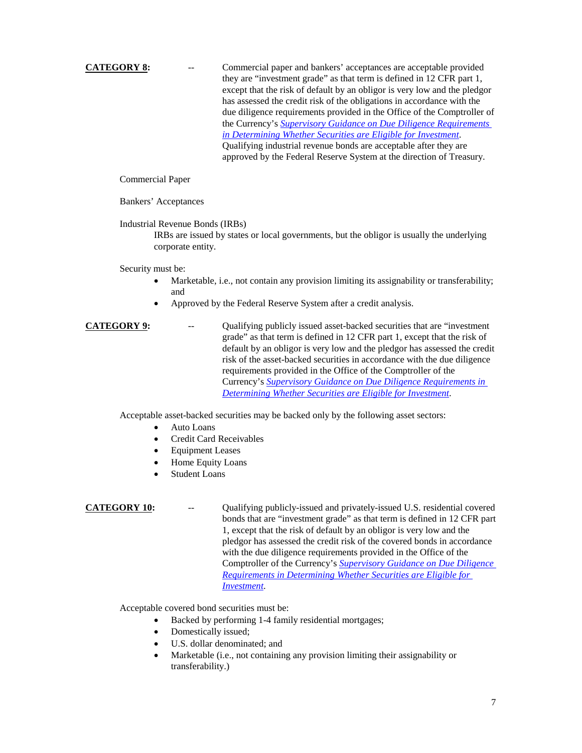**<u>CATEGORY 8</u>:** -- Commercial paper and bankers' acceptances are acceptable provided they are "investment grade" as that term is defined in 12 CFR part 1, except that the risk of default by an obligor is very low and the pledgor has assessed the credit risk of the obligations in accordance with the due diligence requirements provided in the Office of the Comptroller of the Currency's *Supervisory Guidance on Due Diligence Requirements in Determining Whether Securities are Eligible for Investment*. Qualifying industrial revenue bonds are acceptable after they are approved by the Federal Reserve System at the direction of Treasury.

Commercial Paper

Bankers' Acceptances

Industrial Revenue Bonds (IRBs)

IRBs are issued by states or local governments, but the obligor is usually the underlying corporate entity.

Security must be:

- Marketable, i.e., not contain any provision limiting its assignability or transferability; and
- Approved by the Federal Reserve System after a credit analysis.

**<u>CATEGORY 9</u>:** -- Qualifying publicly issued asset-backed securities that are "investment grade" as that term is defined in 12 CFR part 1, except that the risk of default by an obligor is very low and the pledgor has assessed the credit risk of the asset-backed securities in accordance with the due diligence requirements provided in the Office of the Comptroller of the Currency's *Supervisory Guidance on Due Diligence Requirements in Determining Whether Securities are Eligible for Investment*.

Acceptable asset-backed securities may be backed only by the following asset sectors:

- Auto Loans
- Credit Card Receivables
- Equipment Leases
- Home Equity Loans
- Student Loans

**<u>CATEGORY 10</u>:** -- Qualifying publicly-issued and privately-issued U.S. residential covered bonds that are "investment grade" as that term is defined in 12 CFR part 1, except that the risk of default by an obligor is very low and the pledgor has assessed the credit risk of the covered bonds in accordance with the due diligence requirements provided in the Office of the Comptroller of the Currency's *Supervisory Guidance on Due Diligence Requirements in Determining Whether Securities are Eligible for Investment*.

Acceptable covered bond securities must be:

- Backed by performing 1-4 family residential mortgages;
- Domestically issued;
- U.S. dollar denominated; and
- Marketable (i.e., not containing any provision limiting their assignability or transferability.)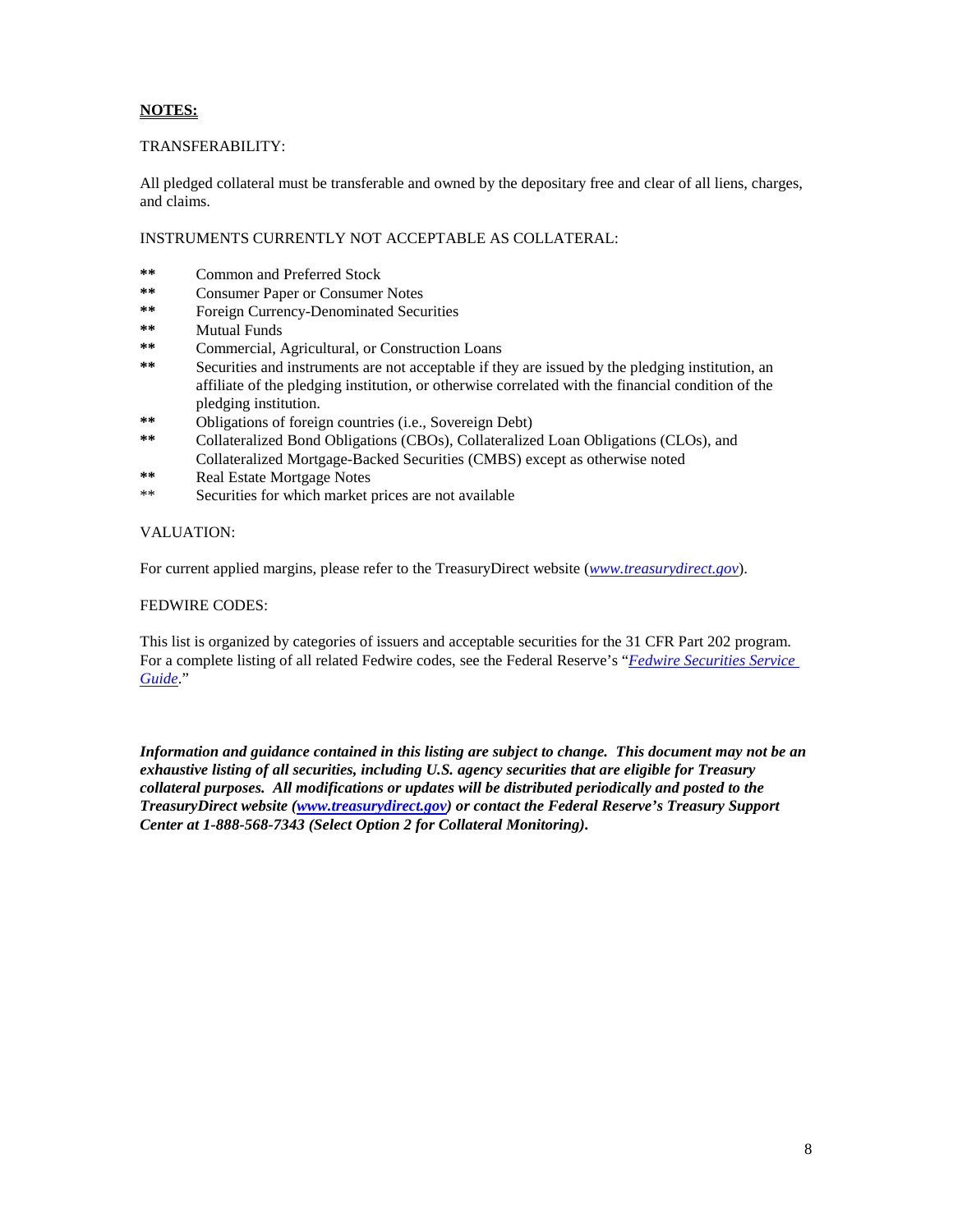## NOTES:

TRANSFERABILITY:

All pledged collateral must be transferable and owned by the depositary free and clear of all liens, charges, and claims.

INSTRUMENTS CURRENTLY NOT ACCEPTABLE AS COLLATERAL:

- ** Common and Preferred Stock
- ** Consumer Paper or Consumer Notes
- ** Foreign Currency-Denominated Securities
- ** Mutual Funds
- ** Commercial, Agricultural, or Construction Loans
- ** Securities and instruments are not acceptable if they are issued by the pledging institution, an affiliate of the pledging institution, or otherwise correlated with the financial condition of the pledging institution.
- ** Obligations of foreign countries (i.e., Sovereign Debt)
- ** Collateralized Bond Obligations (CBOs), Collateralized Loan Obligations (CLOs), and Collateralized Mortgage-Backed Securities (CMBS) except as otherwise noted
- ** Real Estate Mortgage Notes
- ** Securities for which market prices are not available

VALUATION:

For current applied margins, please refer to the TreasuryDirect website (*www.treasurydirect.gov*).

FEDWIRE CODES:

This list is organized by categories of issuers and acceptable securities for the 31 CFR Part 202 program. For a complete listing of all related Fedwire codes, see the Federal Reserve's "*Fedwire Securities Service Guide*."

***Information and guidance contained in this listing are subject to change. This document may not be an exhaustive listing of all securities, including U.S. agency securities that are eligible for Treasury collateral purposes. All modifications or updates will be distributed periodically and posted to the TreasuryDirect website (www.treasurydirect.gov) or contact the Federal Reserve's Treasury Support Center at 1-888-568-7343 (Select Option 2 for Collateral Monitoring).***